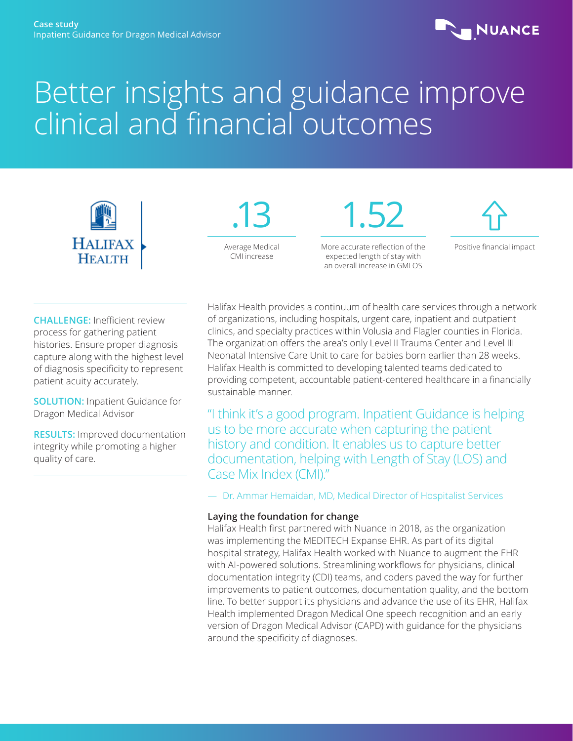Case study
Inpatient Guidance for Dragon Medical Advisor

NUANCE

# Better insights and guidance improve clinical and financial outcomes

HALIFAX HEALTH

**.13**
Average Medical CMI increase

**1.52**
More accurate reflection of the expected length of stay with an overall increase in GMLOS

Positive financial impact

**CHALLENGE:** Inefficient review process for gathering patient histories. Ensure proper diagnosis capture along with the highest level of diagnosis specificity to represent patient acuity accurately.

**SOLUTION:** Inpatient Guidance for Dragon Medical Advisor

**RESULTS:** Improved documentation integrity while promoting a higher quality of care.

Halifax Health provides a continuum of health care services through a network of organizations, including hospitals, urgent care, inpatient and outpatient clinics, and specialty practices within Volusia and Flagler counties in Florida. The organization offers the area's only Level II Trauma Center and Level III Neonatal Intensive Care Unit to care for babies born earlier than 28 weeks. Halifax Health is committed to developing talented teams dedicated to providing competent, accountable patient-centered healthcare in a financially sustainable manner.

> "I think it's a good program. Inpatient Guidance is helping us to be more accurate when capturing the patient history and condition. It enables us to capture better documentation, helping with Length of Stay (LOS) and Case Mix Index (CMI)."
>
> — Dr. Ammar Hemaidan, MD, Medical Director of Hospitalist Services

**Laying the foundation for change**

Halifax Health first partnered with Nuance in 2018, as the organization was implementing the MEDITECH Expanse EHR. As part of its digital hospital strategy, Halifax Health worked with Nuance to augment the EHR with AI-powered solutions. Streamlining workflows for physicians, clinical documentation integrity (CDI) teams, and coders paved the way for further improvements to patient outcomes, documentation quality, and the bottom line. To better support its physicians and advance the use of its EHR, Halifax Health implemented Dragon Medical One speech recognition and an early version of Dragon Medical Advisor (CAPD) with guidance for the physicians around the specificity of diagnoses.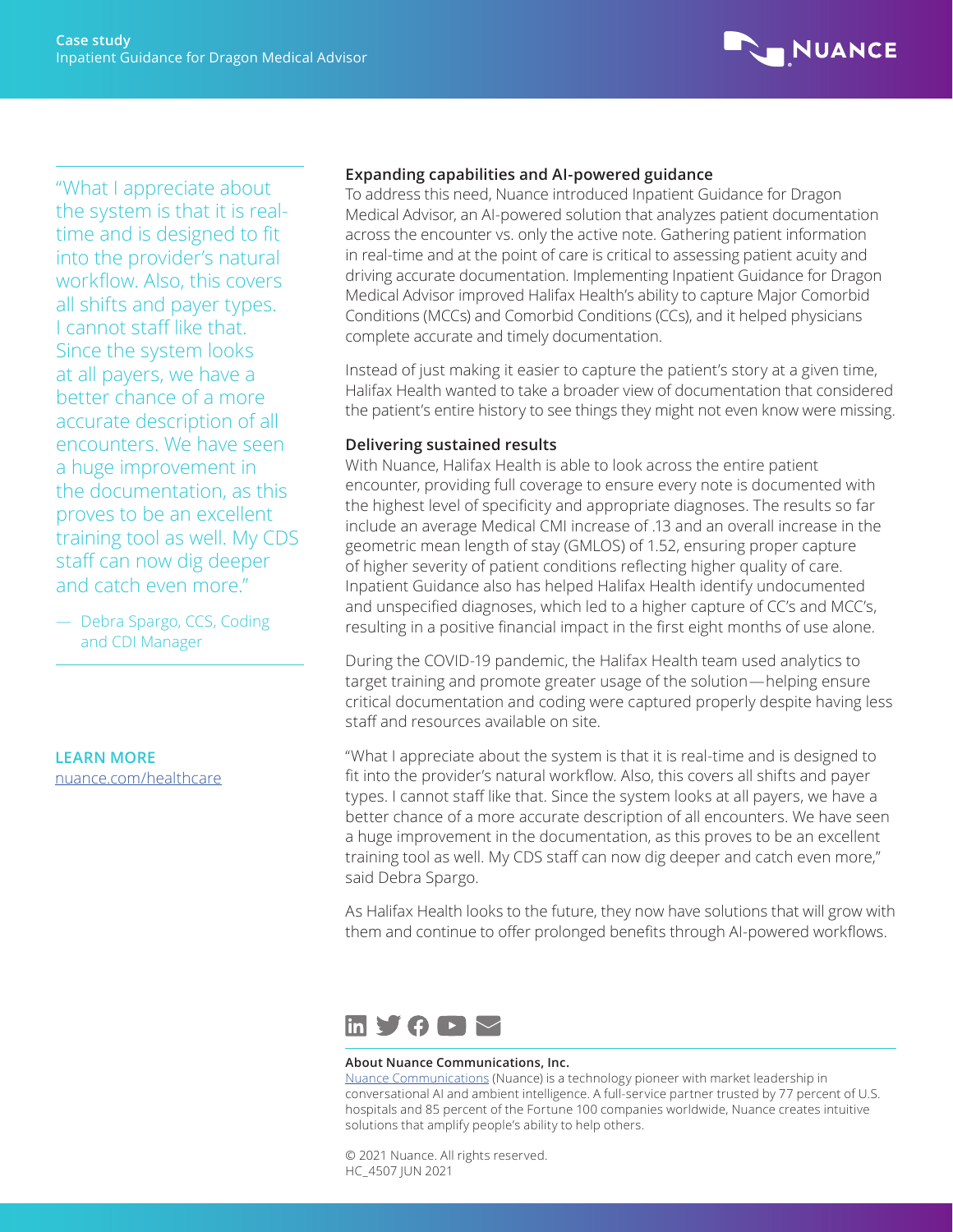> "What I appreciate about the system is that it is real-time and is designed to fit into the provider's natural workflow. Also, this covers all shifts and payer types. I cannot staff like that. Since the system looks at all payers, we have a better chance of a more accurate description of all encounters. We have seen a huge improvement in the documentation, as this proves to be an excellent training tool as well. My CDS staff can now dig deeper and catch even more."
>
> — Debra Spargo, CCS, Coding and CDI Manager

**LEARN MORE**
nuance.com/healthcare

### Expanding capabilities and AI-powered guidance

To address this need, Nuance introduced Inpatient Guidance for Dragon Medical Advisor, an AI-powered solution that analyzes patient documentation across the encounter vs. only the active note. Gathering patient information in real-time and at the point of care is critical to assessing patient acuity and driving accurate documentation. Implementing Inpatient Guidance for Dragon Medical Advisor improved Halifax Health's ability to capture Major Comorbid Conditions (MCCs) and Comorbid Conditions (CCs), and it helped physicians complete accurate and timely documentation.

Instead of just making it easier to capture the patient's story at a given time, Halifax Health wanted to take a broader view of documentation that considered the patient's entire history to see things they might not even know were missing.

### Delivering sustained results

With Nuance, Halifax Health is able to look across the entire patient encounter, providing full coverage to ensure every note is documented with the highest level of specificity and appropriate diagnoses. The results so far include an average Medical CMI increase of .13 and an overall increase in the geometric mean length of stay (GMLOS) of 1.52, ensuring proper capture of higher severity of patient conditions reflecting higher quality of care. Inpatient Guidance also has helped Halifax Health identify undocumented and unspecified diagnoses, which led to a higher capture of CC's and MCC's, resulting in a positive financial impact in the first eight months of use alone.

During the COVID-19 pandemic, the Halifax Health team used analytics to target training and promote greater usage of the solution—helping ensure critical documentation and coding were captured properly despite having less staff and resources available on site.

"What I appreciate about the system is that it is real-time and is designed to fit into the provider's natural workflow. Also, this covers all shifts and payer types. I cannot staff like that. Since the system looks at all payers, we have a better chance of a more accurate description of all encounters. We have seen a huge improvement in the documentation, as this proves to be an excellent training tool as well. My CDS staff can now dig deeper and catch even more," said Debra Spargo.

As Halifax Health looks to the future, they now have solutions that will grow with them and continue to offer prolonged benefits through AI-powered workflows.

**About Nuance Communications, Inc.**

Nuance Communications (Nuance) is a technology pioneer with market leadership in conversational AI and ambient intelligence. A full-service partner trusted by 77 percent of U.S. hospitals and 85 percent of the Fortune 100 companies worldwide, Nuance creates intuitive solutions that amplify people's ability to help others.

© 2021 Nuance. All rights reserved.
HC_4507 JUN 2021